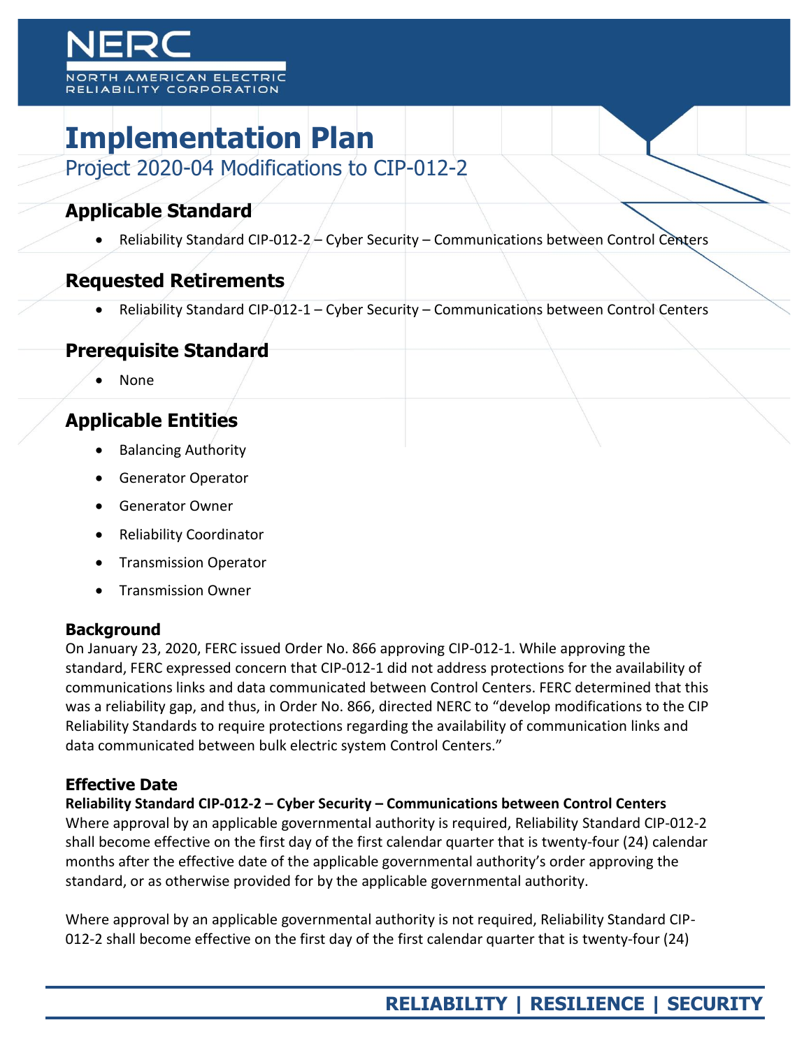# Implementation Plan

## Project 2020-04 Modifications to CIP-012-2

## Applicable Standard

- Reliability Standard CIP-012-2 – Cyber Security – Communications between Control Centers

## Requested Retirements

- Reliability Standard CIP-012-1 – Cyber Security – Communications between Control Centers

## Prerequisite Standard

- None

## Applicable Entities

- Balancing Authority
- Generator Operator
- Generator Owner
- Reliability Coordinator
- Transmission Operator
- Transmission Owner

### Background

On January 23, 2020, FERC issued Order No. 866 approving CIP-012-1. While approving the standard, FERC expressed concern that CIP-012-1 did not address protections for the availability of communications links and data communicated between Control Centers. FERC determined that this was a reliability gap, and thus, in Order No. 866, directed NERC to "develop modifications to the CIP Reliability Standards to require protections regarding the availability of communication links and data communicated between bulk electric system Control Centers."

### Effective Date

**Reliability Standard CIP-012-2 – Cyber Security – Communications between Control Centers**

Where approval by an applicable governmental authority is required, Reliability Standard CIP-012-2 shall become effective on the first day of the first calendar quarter that is twenty-four (24) calendar months after the effective date of the applicable governmental authority's order approving the standard, or as otherwise provided for by the applicable governmental authority.

Where approval by an applicable governmental authority is not required, Reliability Standard CIP-012-2 shall become effective on the first day of the first calendar quarter that is twenty-four (24)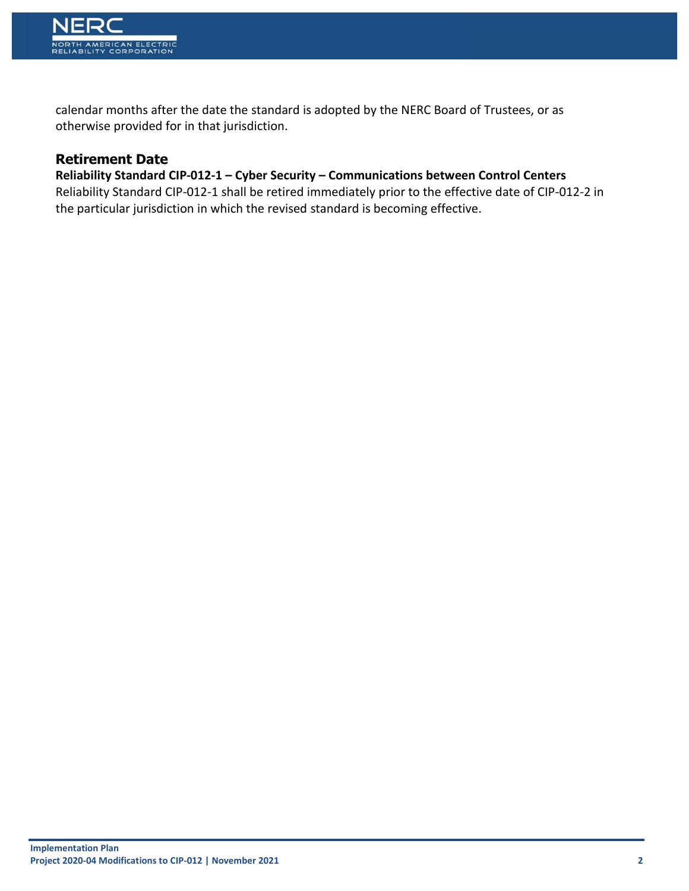calendar months after the date the standard is adopted by the NERC Board of Trustees, or as otherwise provided for in that jurisdiction.

## Retirement Date

**Reliability Standard CIP-012-1 – Cyber Security – Communications between Control Centers**

Reliability Standard CIP-012-1 shall be retired immediately prior to the effective date of CIP-012-2 in the particular jurisdiction in which the revised standard is becoming effective.